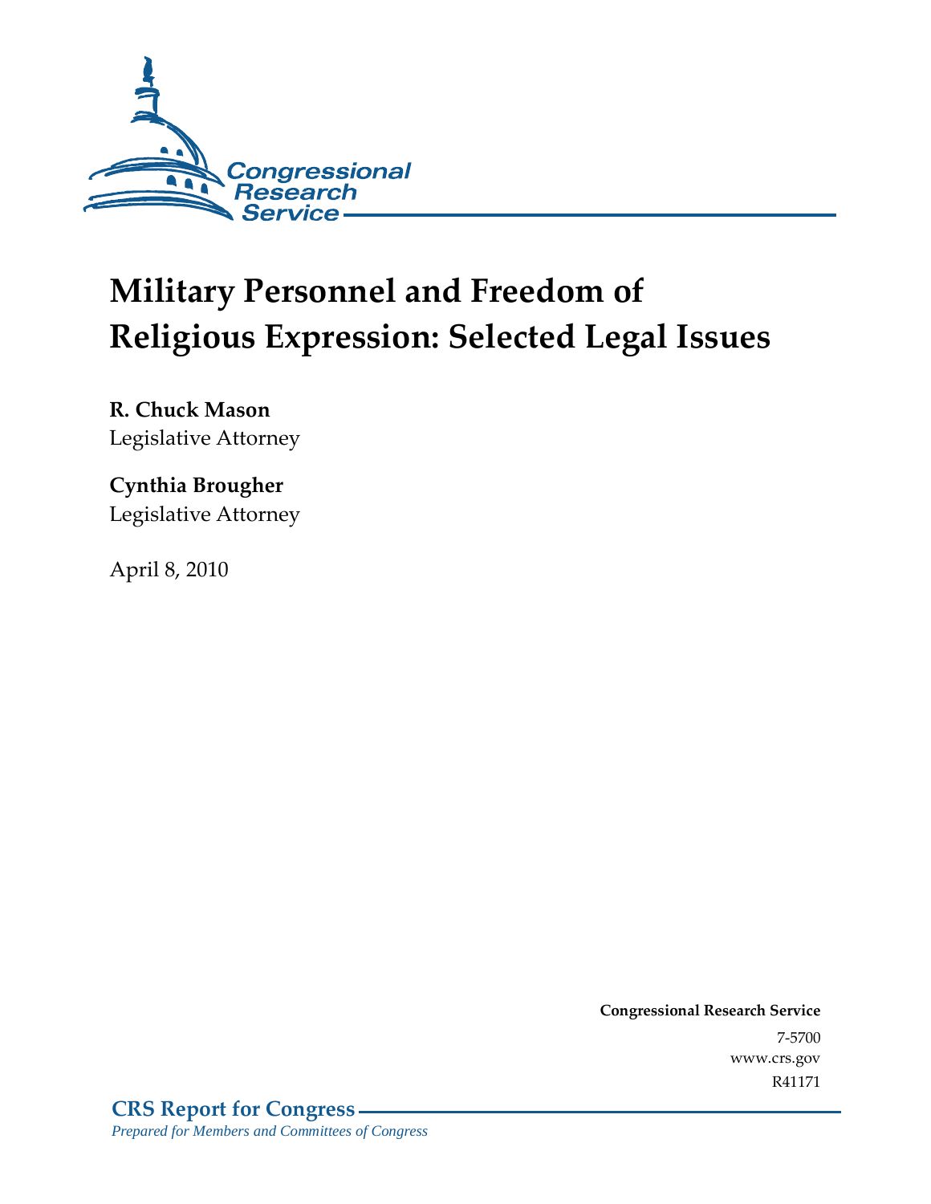Congressional Research Service

# Military Personnel and Freedom of Religious Expression: Selected Legal Issues

**R. Chuck Mason**
Legislative Attorney

**Cynthia Brougher**
Legislative Attorney

April 8, 2010

**Congressional Research Service**
7-5700
www.crs.gov
R41171

**CRS Report for Congress**
*Prepared for Members and Committees of Congress*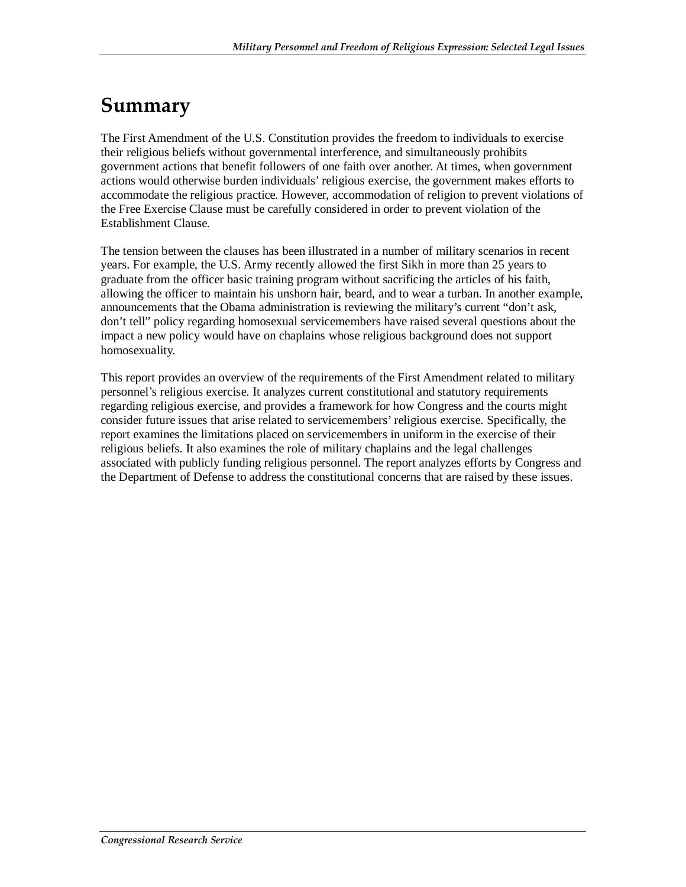# Summary

The First Amendment of the U.S. Constitution provides the freedom to individuals to exercise their religious beliefs without governmental interference, and simultaneously prohibits government actions that benefit followers of one faith over another. At times, when government actions would otherwise burden individuals' religious exercise, the government makes efforts to accommodate the religious practice. However, accommodation of religion to prevent violations of the Free Exercise Clause must be carefully considered in order to prevent violation of the Establishment Clause.

The tension between the clauses has been illustrated in a number of military scenarios in recent years. For example, the U.S. Army recently allowed the first Sikh in more than 25 years to graduate from the officer basic training program without sacrificing the articles of his faith, allowing the officer to maintain his unshorn hair, beard, and to wear a turban. In another example, announcements that the Obama administration is reviewing the military's current "don't ask, don't tell" policy regarding homosexual servicemembers have raised several questions about the impact a new policy would have on chaplains whose religious background does not support homosexuality.

This report provides an overview of the requirements of the First Amendment related to military personnel's religious exercise. It analyzes current constitutional and statutory requirements regarding religious exercise, and provides a framework for how Congress and the courts might consider future issues that arise related to servicemembers' religious exercise. Specifically, the report examines the limitations placed on servicemembers in uniform in the exercise of their religious beliefs. It also examines the role of military chaplains and the legal challenges associated with publicly funding religious personnel. The report analyzes efforts by Congress and the Department of Defense to address the constitutional concerns that are raised by these issues.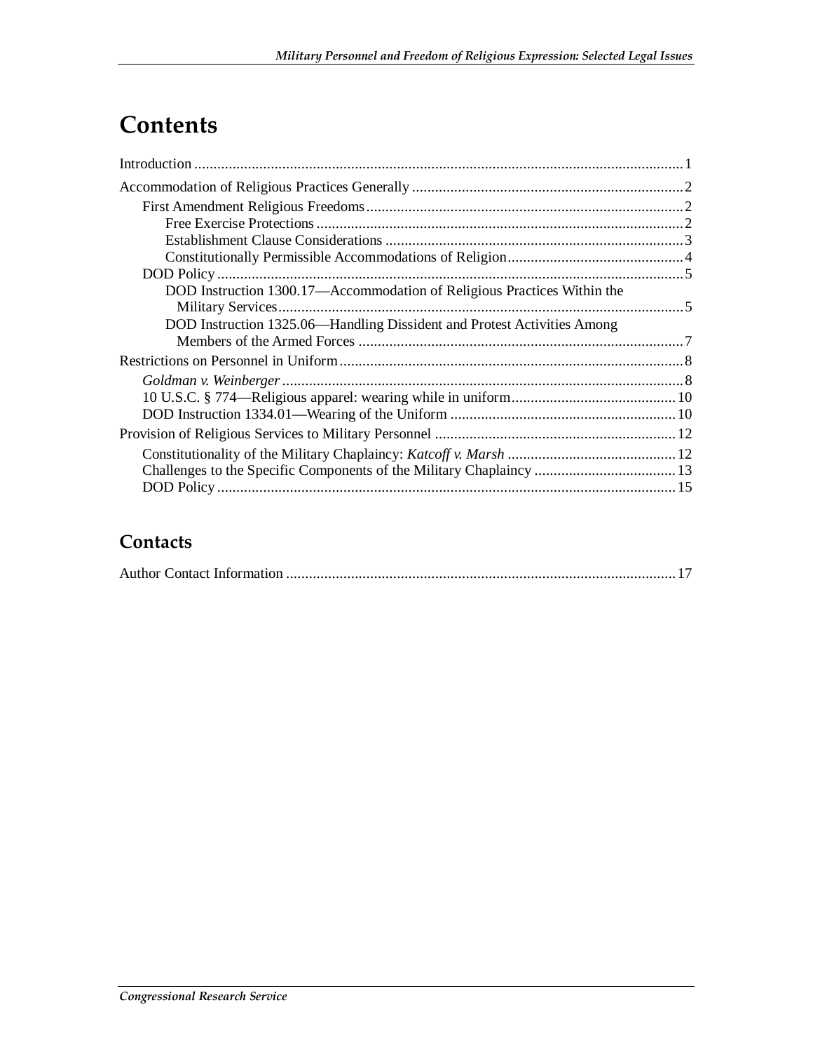# Contents

Introduction ............................................................................................................................ 1

Accommodation of Religious Practices Generally ..................................................................... 2

- First Amendment Religious Freedoms ................................................................................. 2
  - Free Exercise Protections ............................................................................................... 2
  - Establishment Clause Considerations ............................................................................. 3
  - Constitutionally Permissible Accommodations of Religion ............................................. 4
- DOD Policy ......................................................................................................................... 5
  - DOD Instruction 1300.17—Accommodation of Religious Practices Within the Military Services ........................................................................................................ 5
  - DOD Instruction 1325.06—Handling Dissident and Protest Activities Among Members of the Armed Forces ..................................................................................... 7

Restrictions on Personnel in Uniform ......................................................................................... 8

- *Goldman v. Weinberger* ....................................................................................................... 8
- 10 U.S.C. § 774—Religious apparel: wearing while in uniform ........................................... 10
- DOD Instruction 1334.01—Wearing of the Uniform ........................................................... 10

Provision of Religious Services to Military Personnel ............................................................... 12

- Constitutionality of the Military Chaplaincy: *Katcoff v. Marsh* ........................................... 12
- Challenges to the Specific Components of the Military Chaplaincy ..................................... 13
- DOD Policy ........................................................................................................................ 15

## Contacts

Author Contact Information ...................................................................................................... 17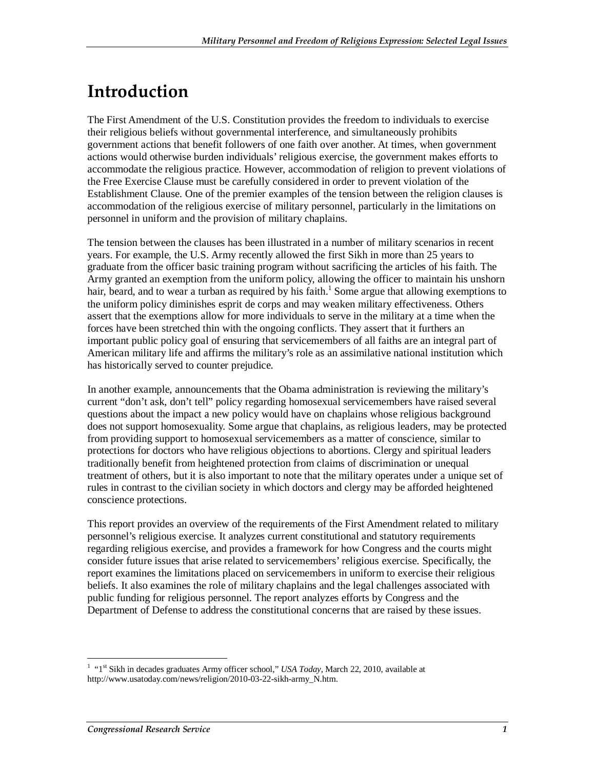# Introduction

The First Amendment of the U.S. Constitution provides the freedom to individuals to exercise their religious beliefs without governmental interference, and simultaneously prohibits government actions that benefit followers of one faith over another. At times, when government actions would otherwise burden individuals' religious exercise, the government makes efforts to accommodate the religious practice. However, accommodation of religion to prevent violations of the Free Exercise Clause must be carefully considered in order to prevent violation of the Establishment Clause. One of the premier examples of the tension between the religion clauses is accommodation of the religious exercise of military personnel, particularly in the limitations on personnel in uniform and the provision of military chaplains.

The tension between the clauses has been illustrated in a number of military scenarios in recent years. For example, the U.S. Army recently allowed the first Sikh in more than 25 years to graduate from the officer basic training program without sacrificing the articles of his faith. The Army granted an exemption from the uniform policy, allowing the officer to maintain his unshorn hair, beard, and to wear a turban as required by his faith.[1] Some argue that allowing exemptions to the uniform policy diminishes esprit de corps and may weaken military effectiveness. Others assert that the exemptions allow for more individuals to serve in the military at a time when the forces have been stretched thin with the ongoing conflicts. They assert that it furthers an important public policy goal of ensuring that servicemembers of all faiths are an integral part of American military life and affirms the military's role as an assimilative national institution which has historically served to counter prejudice.

In another example, announcements that the Obama administration is reviewing the military's current "don't ask, don't tell" policy regarding homosexual servicemembers have raised several questions about the impact a new policy would have on chaplains whose religious background does not support homosexuality. Some argue that chaplains, as religious leaders, may be protected from providing support to homosexual servicemembers as a matter of conscience, similar to protections for doctors who have religious objections to abortions. Clergy and spiritual leaders traditionally benefit from heightened protection from claims of discrimination or unequal treatment of others, but it is also important to note that the military operates under a unique set of rules in contrast to the civilian society in which doctors and clergy may be afforded heightened conscience protections.

This report provides an overview of the requirements of the First Amendment related to military personnel's religious exercise. It analyzes current constitutional and statutory requirements regarding religious exercise, and provides a framework for how Congress and the courts might consider future issues that arise related to servicemembers' religious exercise. Specifically, the report examines the limitations placed on servicemembers in uniform to exercise their religious beliefs. It also examines the role of military chaplains and the legal challenges associated with public funding for religious personnel. The report analyzes efforts by Congress and the Department of Defense to address the constitutional concerns that are raised by these issues.

---

[1] "1st Sikh in decades graduates Army officer school," *USA Today*, March 22, 2010, available at http://www.usatoday.com/news/religion/2010-03-22-sikh-army_N.htm.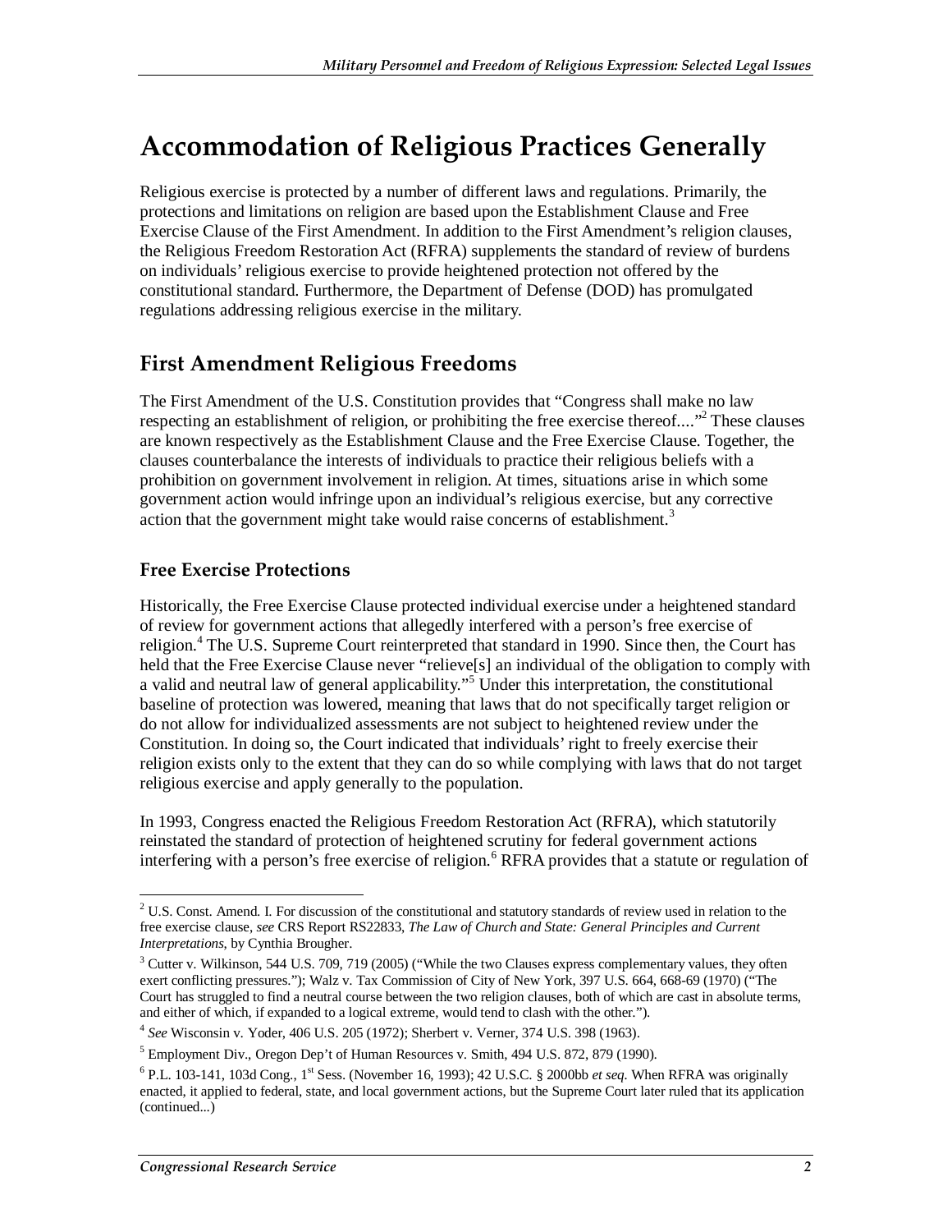# Accommodation of Religious Practices Generally

Religious exercise is protected by a number of different laws and regulations. Primarily, the protections and limitations on religion are based upon the Establishment Clause and Free Exercise Clause of the First Amendment. In addition to the First Amendment's religion clauses, the Religious Freedom Restoration Act (RFRA) supplements the standard of review of burdens on individuals' religious exercise to provide heightened protection not offered by the constitutional standard. Furthermore, the Department of Defense (DOD) has promulgated regulations addressing religious exercise in the military.

## First Amendment Religious Freedoms

The First Amendment of the U.S. Constitution provides that "Congress shall make no law respecting an establishment of religion, or prohibiting the free exercise thereof...."[2] These clauses are known respectively as the Establishment Clause and the Free Exercise Clause. Together, the clauses counterbalance the interests of individuals to practice their religious beliefs with a prohibition on government involvement in religion. At times, situations arise in which some government action would infringe upon an individual's religious exercise, but any corrective action that the government might take would raise concerns of establishment.[3]

### Free Exercise Protections

Historically, the Free Exercise Clause protected individual exercise under a heightened standard of review for government actions that allegedly interfered with a person's free exercise of religion.[4] The U.S. Supreme Court reinterpreted that standard in 1990. Since then, the Court has held that the Free Exercise Clause never "relieve[s] an individual of the obligation to comply with a valid and neutral law of general applicability."[5] Under this interpretation, the constitutional baseline of protection was lowered, meaning that laws that do not specifically target religion or do not allow for individualized assessments are not subject to heightened review under the Constitution. In doing so, the Court indicated that individuals' right to freely exercise their religion exists only to the extent that they can do so while complying with laws that do not target religious exercise and apply generally to the population.

In 1993, Congress enacted the Religious Freedom Restoration Act (RFRA), which statutorily reinstated the standard of protection of heightened scrutiny for federal government actions interfering with a person's free exercise of religion.[6] RFRA provides that a statute or regulation of

---

[2] U.S. Const. Amend. I. For discussion of the constitutional and statutory standards of review used in relation to the free exercise clause, *see* CRS Report RS22833, *The Law of Church and State: General Principles and Current Interpretations*, by Cynthia Brougher.

[3] Cutter v. Wilkinson, 544 U.S. 709, 719 (2005) ("While the two Clauses express complementary values, they often exert conflicting pressures."); Walz v. Tax Commission of City of New York, 397 U.S. 664, 668-69 (1970) ("The Court has struggled to find a neutral course between the two religion clauses, both of which are cast in absolute terms, and either of which, if expanded to a logical extreme, would tend to clash with the other.").

[4] *See* Wisconsin v. Yoder, 406 U.S. 205 (1972); Sherbert v. Verner, 374 U.S. 398 (1963).

[5] Employment Div., Oregon Dep't of Human Resources v. Smith, 494 U.S. 872, 879 (1990).

[6] P.L. 103-141, 103d Cong., 1st Sess. (November 16, 1993); 42 U.S.C. § 2000bb *et seq*. When RFRA was originally enacted, it applied to federal, state, and local government actions, but the Supreme Court later ruled that its application (continued...)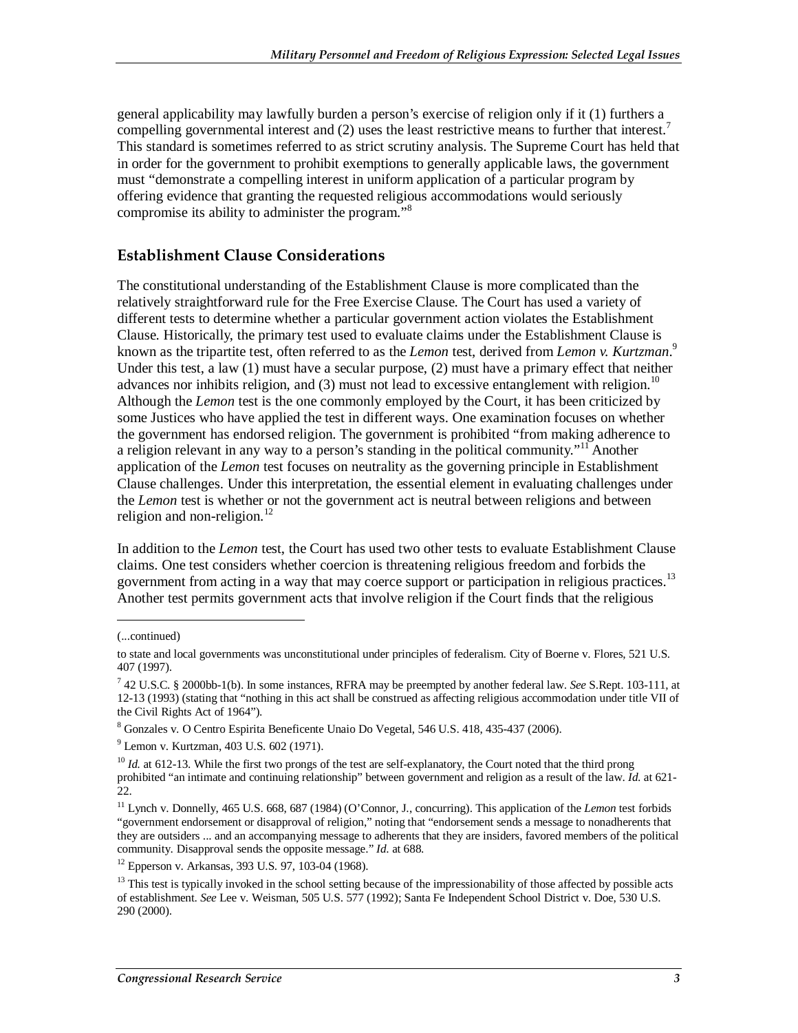general applicability may lawfully burden a person's exercise of religion only if it (1) furthers a compelling governmental interest and (2) uses the least restrictive means to further that interest.[7] This standard is sometimes referred to as strict scrutiny analysis. The Supreme Court has held that in order for the government to prohibit exemptions to generally applicable laws, the government must "demonstrate a compelling interest in uniform application of a particular program by offering evidence that granting the requested religious accommodations would seriously compromise its ability to administer the program."[8]

## Establishment Clause Considerations

The constitutional understanding of the Establishment Clause is more complicated than the relatively straightforward rule for the Free Exercise Clause. The Court has used a variety of different tests to determine whether a particular government action violates the Establishment Clause. Historically, the primary test used to evaluate claims under the Establishment Clause is known as the tripartite test, often referred to as the *Lemon* test, derived from *Lemon v. Kurtzman*.[9] Under this test, a law (1) must have a secular purpose, (2) must have a primary effect that neither advances nor inhibits religion, and (3) must not lead to excessive entanglement with religion.[10] Although the *Lemon* test is the one commonly employed by the Court, it has been criticized by some Justices who have applied the test in different ways. One examination focuses on whether the government has endorsed religion. The government is prohibited "from making adherence to a religion relevant in any way to a person's standing in the political community."[11] Another application of the *Lemon* test focuses on neutrality as the governing principle in Establishment Clause challenges. Under this interpretation, the essential element in evaluating challenges under the *Lemon* test is whether or not the government act is neutral between religions and between religion and non-religion.[12]

In addition to the *Lemon* test, the Court has used two other tests to evaluate Establishment Clause claims. One test considers whether coercion is threatening religious freedom and forbids the government from acting in a way that may coerce support or participation in religious practices.[13] Another test permits government acts that involve religion if the Court finds that the religious

---

(...continued)

to state and local governments was unconstitutional under principles of federalism. City of Boerne v. Flores, 521 U.S. 407 (1997).

[7] 42 U.S.C. § 2000bb-1(b). In some instances, RFRA may be preempted by another federal law. *See* S.Rept. 103-111, at 12-13 (1993) (stating that "nothing in this act shall be construed as affecting religious accommodation under title VII of the Civil Rights Act of 1964").

[8] Gonzales v. O Centro Espirita Beneficente Unaio Do Vegetal, 546 U.S. 418, 435-437 (2006).

[9] Lemon v. Kurtzman, 403 U.S. 602 (1971).

[10] *Id.* at 612-13. While the first two prongs of the test are self-explanatory, the Court noted that the third prong prohibited "an intimate and continuing relationship" between government and religion as a result of the law. *Id.* at 621-22.

[11] Lynch v. Donnelly, 465 U.S. 668, 687 (1984) (O'Connor, J., concurring). This application of the *Lemon* test forbids "government endorsement or disapproval of religion," noting that "endorsement sends a message to nonadherents that they are outsiders ... and an accompanying message to adherents that they are insiders, favored members of the political community. Disapproval sends the opposite message." *Id.* at 688.

[12] Epperson v. Arkansas, 393 U.S. 97, 103-04 (1968).

[13] This test is typically invoked in the school setting because of the impressionability of those affected by possible acts of establishment. *See* Lee v. Weisman, 505 U.S. 577 (1992); Santa Fe Independent School District v. Doe, 530 U.S. 290 (2000).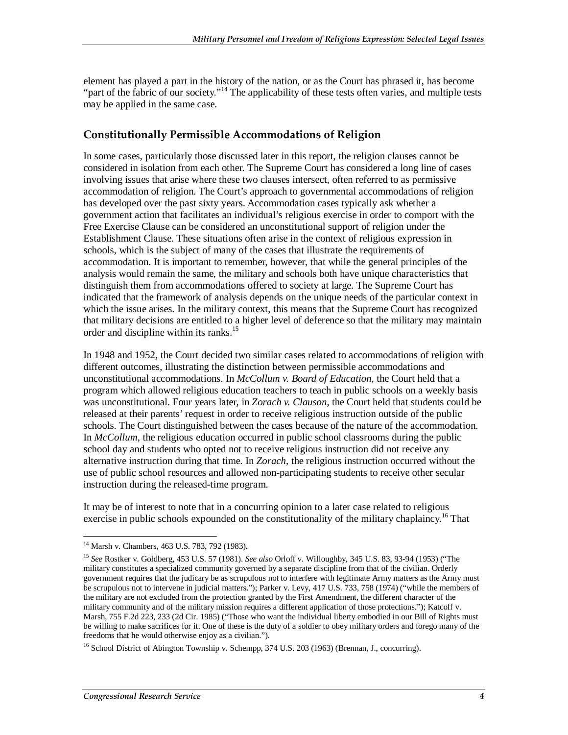element has played a part in the history of the nation, or as the Court has phrased it, has become "part of the fabric of our society."[14] The applicability of these tests often varies, and multiple tests may be applied in the same case.

## Constitutionally Permissible Accommodations of Religion

In some cases, particularly those discussed later in this report, the religion clauses cannot be considered in isolation from each other. The Supreme Court has considered a long line of cases involving issues that arise where these two clauses intersect, often referred to as permissive accommodation of religion. The Court's approach to governmental accommodations of religion has developed over the past sixty years. Accommodation cases typically ask whether a government action that facilitates an individual's religious exercise in order to comport with the Free Exercise Clause can be considered an unconstitutional support of religion under the Establishment Clause. These situations often arise in the context of religious expression in schools, which is the subject of many of the cases that illustrate the requirements of accommodation. It is important to remember, however, that while the general principles of the analysis would remain the same, the military and schools both have unique characteristics that distinguish them from accommodations offered to society at large. The Supreme Court has indicated that the framework of analysis depends on the unique needs of the particular context in which the issue arises. In the military context, this means that the Supreme Court has recognized that military decisions are entitled to a higher level of deference so that the military may maintain order and discipline within its ranks.[15]

In 1948 and 1952, the Court decided two similar cases related to accommodations of religion with different outcomes, illustrating the distinction between permissible accommodations and unconstitutional accommodations. In *McCollum v. Board of Education*, the Court held that a program which allowed religious education teachers to teach in public schools on a weekly basis was unconstitutional. Four years later, in *Zorach v. Clauson*, the Court held that students could be released at their parents' request in order to receive religious instruction outside of the public schools. The Court distinguished between the cases because of the nature of the accommodation. In *McCollum*, the religious education occurred in public school classrooms during the public school day and students who opted not to receive religious instruction did not receive any alternative instruction during that time. In *Zorach*, the religious instruction occurred without the use of public school resources and allowed non-participating students to receive other secular instruction during the released-time program.

It may be of interest to note that in a concurring opinion to a later case related to religious exercise in public schools expounded on the constitutionality of the military chaplaincy.[16] That

---

[14] Marsh v. Chambers, 463 U.S. 783, 792 (1983).

[15] *See* Rostker v. Goldberg, 453 U.S. 57 (1981). *See also* Orloff v. Willoughby, 345 U.S. 83, 93-94 (1953) ("The military constitutes a specialized community governed by a separate discipline from that of the civilian. Orderly government requires that the judiciary be as scrupulous not to interfere with legitimate Army matters as the Army must be scrupulous not to intervene in judicial matters."); Parker v. Levy, 417 U.S. 733, 758 (1974) ("while the members of the military are not excluded from the protection granted by the First Amendment, the different character of the military community and of the military mission requires a different application of those protections."); Katcoff v. Marsh, 755 F.2d 223, 233 (2d Cir. 1985) ("Those who want the individual liberty embodied in our Bill of Rights must be willing to make sacrifices for it. One of these is the duty of a soldier to obey military orders and forego many of the freedoms that he would otherwise enjoy as a civilian.").

[16] School District of Abington Township v. Schempp, 374 U.S. 203 (1963) (Brennan, J., concurring).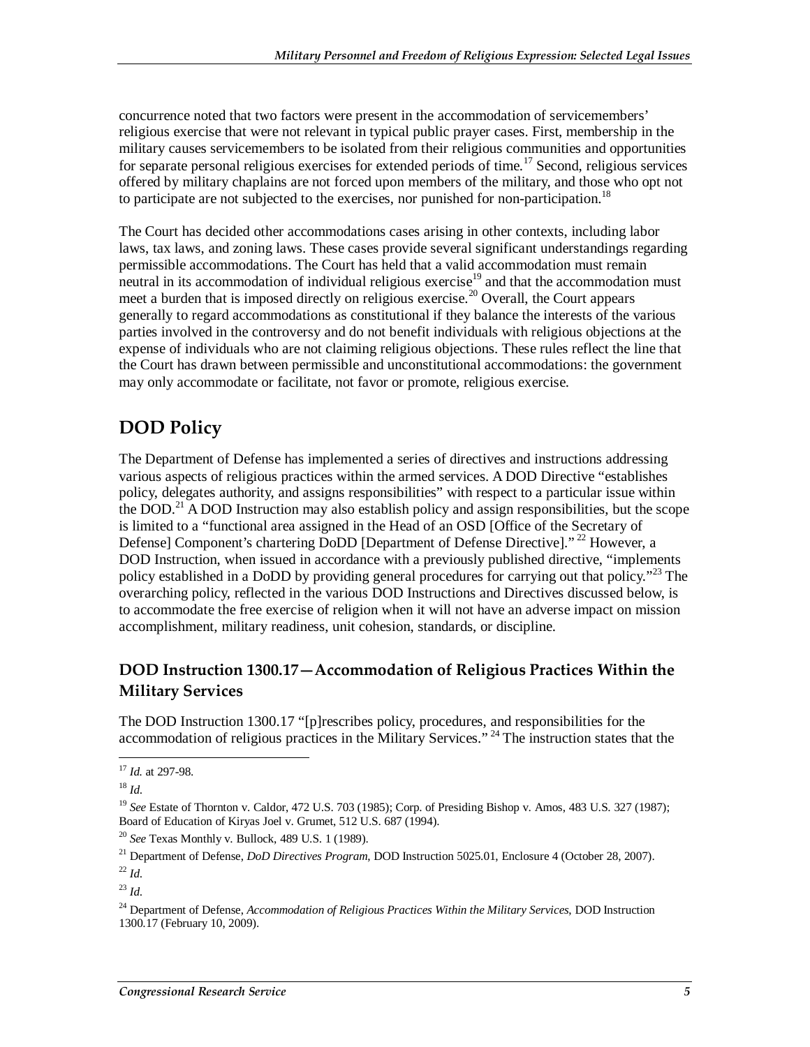concurrence noted that two factors were present in the accommodation of servicemembers' religious exercise that were not relevant in typical public prayer cases. First, membership in the military causes servicemembers to be isolated from their religious communities and opportunities for separate personal religious exercises for extended periods of time.[17] Second, religious services offered by military chaplains are not forced upon members of the military, and those who opt not to participate are not subjected to the exercises, nor punished for non-participation.[18]

The Court has decided other accommodations cases arising in other contexts, including labor laws, tax laws, and zoning laws. These cases provide several significant understandings regarding permissible accommodations. The Court has held that a valid accommodation must remain neutral in its accommodation of individual religious exercise[19] and that the accommodation must meet a burden that is imposed directly on religious exercise.[20] Overall, the Court appears generally to regard accommodations as constitutional if they balance the interests of the various parties involved in the controversy and do not benefit individuals with religious objections at the expense of individuals who are not claiming religious objections. These rules reflect the line that the Court has drawn between permissible and unconstitutional accommodations: the government may only accommodate or facilitate, not favor or promote, religious exercise.

## DOD Policy

The Department of Defense has implemented a series of directives and instructions addressing various aspects of religious practices within the armed services. A DOD Directive "establishes policy, delegates authority, and assigns responsibilities" with respect to a particular issue within the DOD.[21] A DOD Instruction may also establish policy and assign responsibilities, but the scope is limited to a "functional area assigned in the Head of an OSD [Office of the Secretary of Defense] Component's chartering DoDD [Department of Defense Directive]."[22] However, a DOD Instruction, when issued in accordance with a previously published directive, "implements policy established in a DoDD by providing general procedures for carrying out that policy."[23] The overarching policy, reflected in the various DOD Instructions and Directives discussed below, is to accommodate the free exercise of religion when it will not have an adverse impact on mission accomplishment, military readiness, unit cohesion, standards, or discipline.

### DOD Instruction 1300.17—Accommodation of Religious Practices Within the Military Services

The DOD Instruction 1300.17 "[p]rescribes policy, procedures, and responsibilities for the accommodation of religious practices in the Military Services."[24] The instruction states that the

---

[17] *Id.* at 297-98.

[18] *Id.*

[19] *See* Estate of Thornton v. Caldor, 472 U.S. 703 (1985); Corp. of Presiding Bishop v. Amos, 483 U.S. 327 (1987); Board of Education of Kiryas Joel v. Grumet, 512 U.S. 687 (1994).

[20] *See* Texas Monthly v. Bullock, 489 U.S. 1 (1989).

[21] Department of Defense, *DoD Directives Program*, DOD Instruction 5025.01, Enclosure 4 (October 28, 2007).

[22] *Id.*

[23] *Id.*

[24] Department of Defense, *Accommodation of Religious Practices Within the Military Services*, DOD Instruction 1300.17 (February 10, 2009).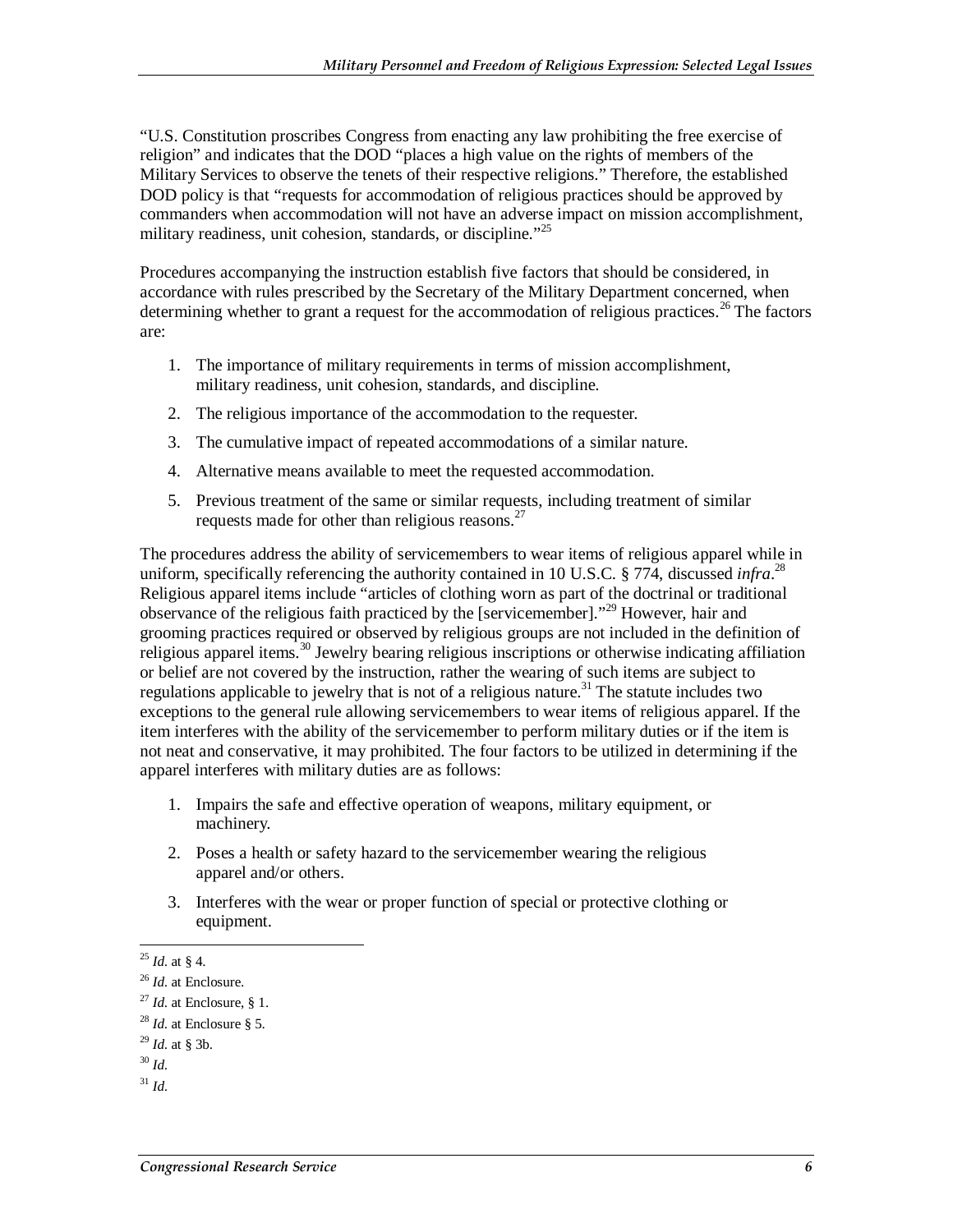"U.S. Constitution proscribes Congress from enacting any law prohibiting the free exercise of religion" and indicates that the DOD "places a high value on the rights of members of the Military Services to observe the tenets of their respective religions." Therefore, the established DOD policy is that "requests for accommodation of religious practices should be approved by commanders when accommodation will not have an adverse impact on mission accomplishment, military readiness, unit cohesion, standards, or discipline."[25]

Procedures accompanying the instruction establish five factors that should be considered, in accordance with rules prescribed by the Secretary of the Military Department concerned, when determining whether to grant a request for the accommodation of religious practices.[26] The factors are:

1. The importance of military requirements in terms of mission accomplishment, military readiness, unit cohesion, standards, and discipline.
2. The religious importance of the accommodation to the requester.
3. The cumulative impact of repeated accommodations of a similar nature.
4. Alternative means available to meet the requested accommodation.
5. Previous treatment of the same or similar requests, including treatment of similar requests made for other than religious reasons.[27]

The procedures address the ability of servicemembers to wear items of religious apparel while in uniform, specifically referencing the authority contained in 10 U.S.C. § 774, discussed *infra*.[28] Religious apparel items include "articles of clothing worn as part of the doctrinal or traditional observance of the religious faith practiced by the [servicemember]."[29] However, hair and grooming practices required or observed by religious groups are not included in the definition of religious apparel items.[30] Jewelry bearing religious inscriptions or otherwise indicating affiliation or belief are not covered by the instruction, rather the wearing of such items are subject to regulations applicable to jewelry that is not of a religious nature.[31] The statute includes two exceptions to the general rule allowing servicemembers to wear items of religious apparel. If the item interferes with the ability of the servicemember to perform military duties or if the item is not neat and conservative, it may prohibited. The four factors to be utilized in determining if the apparel interferes with military duties are as follows:

1. Impairs the safe and effective operation of weapons, military equipment, or machinery.
2. Poses a health or safety hazard to the servicemember wearing the religious apparel and/or others.
3. Interferes with the wear or proper function of special or protective clothing or equipment.

---

[25] *Id.* at § 4.

[26] *Id.* at Enclosure.

[27] *Id.* at Enclosure, § 1.

[28] *Id.* at Enclosure § 5.

[29] *Id.* at § 3b.

[30] *Id.*

[31] *Id.*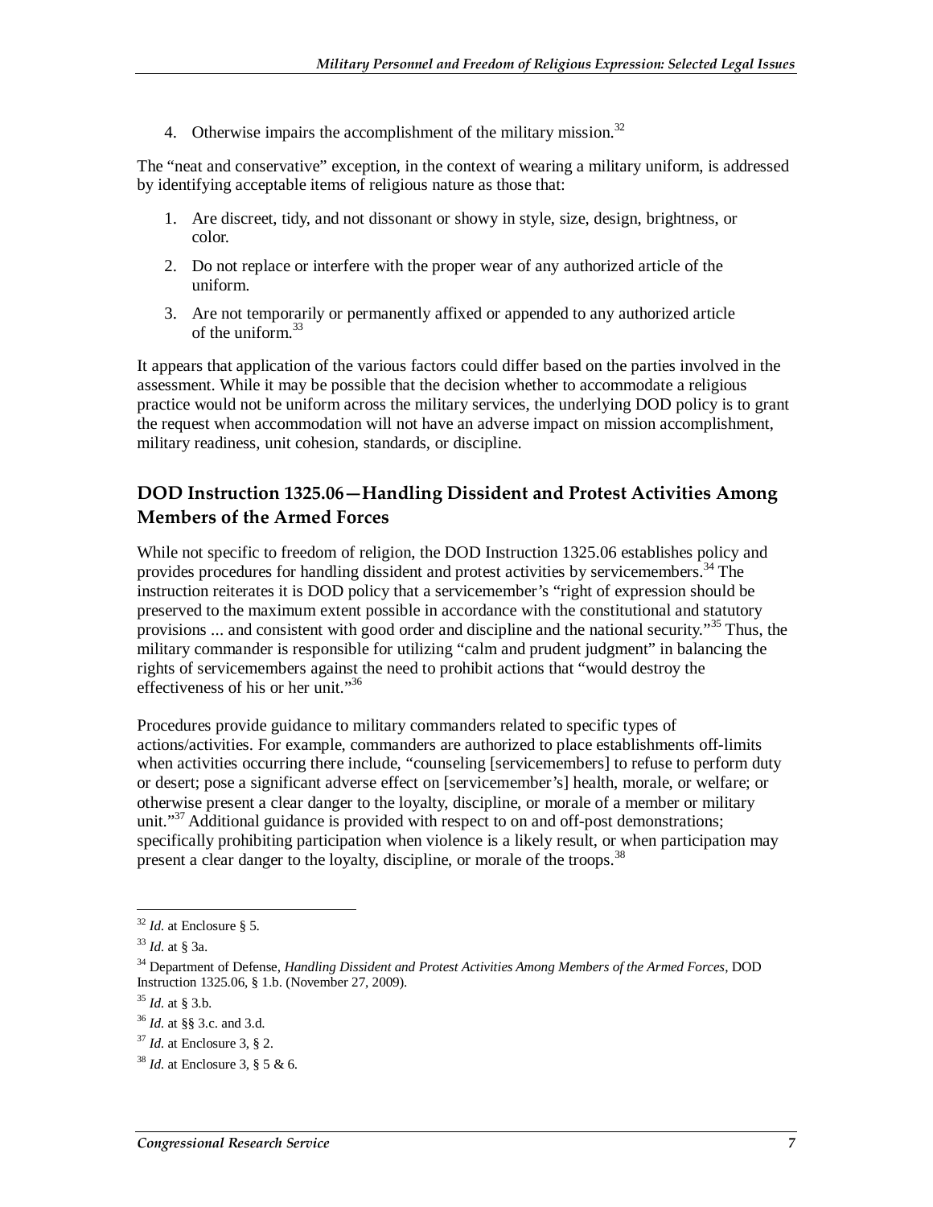4. Otherwise impairs the accomplishment of the military mission.[32]

The "neat and conservative" exception, in the context of wearing a military uniform, is addressed by identifying acceptable items of religious nature as those that:

1. Are discreet, tidy, and not dissonant or showy in style, size, design, brightness, or color.
2. Do not replace or interfere with the proper wear of any authorized article of the uniform.
3. Are not temporarily or permanently affixed or appended to any authorized article of the uniform.[33]

It appears that application of the various factors could differ based on the parties involved in the assessment. While it may be possible that the decision whether to accommodate a religious practice would not be uniform across the military services, the underlying DOD policy is to grant the request when accommodation will not have an adverse impact on mission accomplishment, military readiness, unit cohesion, standards, or discipline.

## DOD Instruction 1325.06—Handling Dissident and Protest Activities Among Members of the Armed Forces

While not specific to freedom of religion, the DOD Instruction 1325.06 establishes policy and provides procedures for handling dissident and protest activities by servicemembers.[34] The instruction reiterates it is DOD policy that a servicemember's "right of expression should be preserved to the maximum extent possible in accordance with the constitutional and statutory provisions ... and consistent with good order and discipline and the national security."[35] Thus, the military commander is responsible for utilizing "calm and prudent judgment" in balancing the rights of servicemembers against the need to prohibit actions that "would destroy the effectiveness of his or her unit."[36]

Procedures provide guidance to military commanders related to specific types of actions/activities. For example, commanders are authorized to place establishments off-limits when activities occurring there include, "counseling [servicemembers] to refuse to perform duty or desert; pose a significant adverse effect on [servicemember's] health, morale, or welfare; or otherwise present a clear danger to the loyalty, discipline, or morale of a member or military unit."[37] Additional guidance is provided with respect to on and off-post demonstrations; specifically prohibiting participation when violence is a likely result, or when participation may present a clear danger to the loyalty, discipline, or morale of the troops.[38]

---

[32] *Id.* at Enclosure § 5.

[33] *Id.* at § 3a.

[34] Department of Defense, *Handling Dissident and Protest Activities Among Members of the Armed Forces*, DOD Instruction 1325.06, § 1.b. (November 27, 2009).

[35] *Id.* at § 3.b.

[36] *Id.* at §§ 3.c. and 3.d.

[37] *Id.* at Enclosure 3, § 2.

[38] *Id.* at Enclosure 3, § 5 & 6.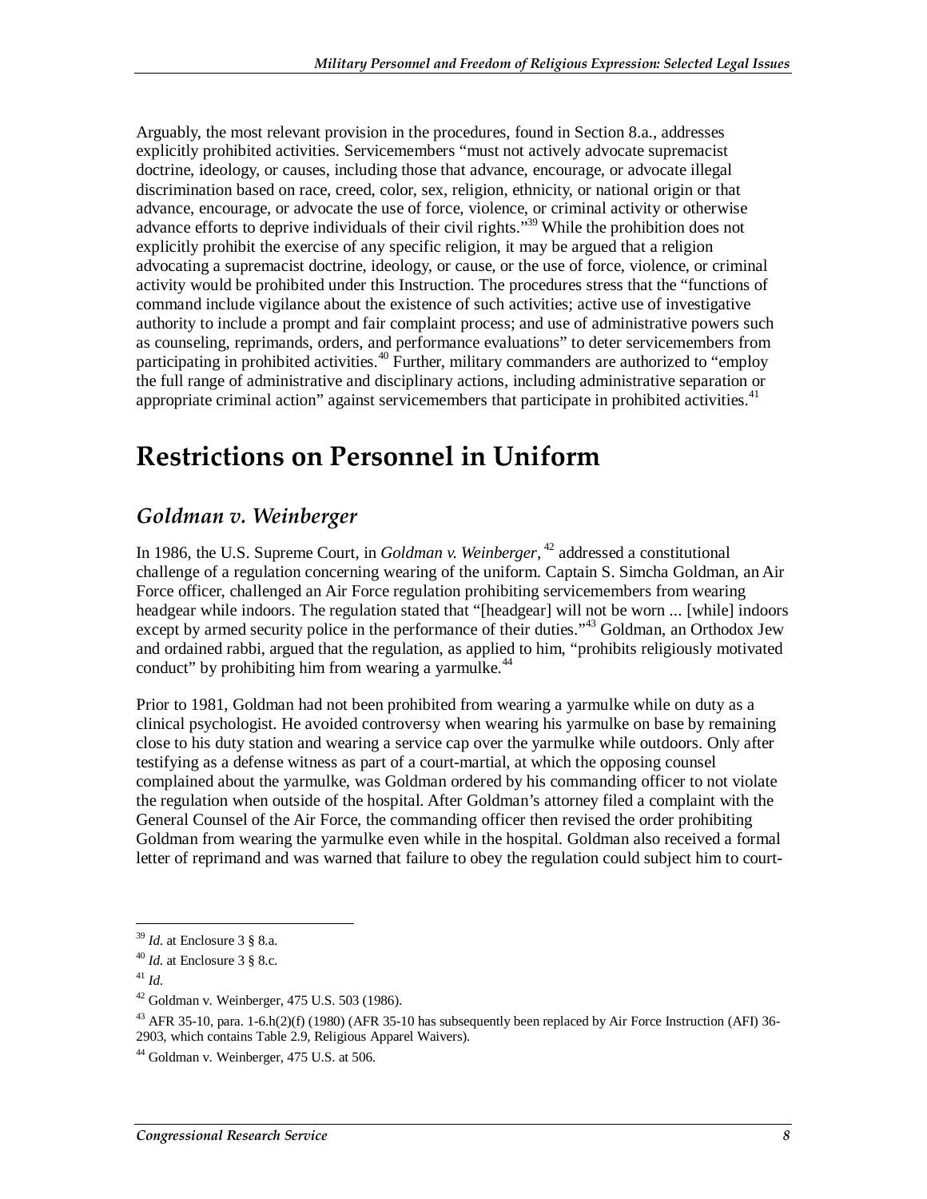Arguably, the most relevant provision in the procedures, found in Section 8.a., addresses explicitly prohibited activities. Servicemembers "must not actively advocate supremacist doctrine, ideology, or causes, including those that advance, encourage, or advocate illegal discrimination based on race, creed, color, sex, religion, ethnicity, or national origin or that advance, encourage, or advocate the use of force, violence, or criminal activity or otherwise advance efforts to deprive individuals of their civil rights."[39] While the prohibition does not explicitly prohibit the exercise of any specific religion, it may be argued that a religion advocating a supremacist doctrine, ideology, or cause, or the use of force, violence, or criminal activity would be prohibited under this Instruction. The procedures stress that the "functions of command include vigilance about the existence of such activities; active use of investigative authority to include a prompt and fair complaint process; and use of administrative powers such as counseling, reprimands, orders, and performance evaluations" to deter servicemembers from participating in prohibited activities.[40] Further, military commanders are authorized to "employ the full range of administrative and disciplinary actions, including administrative separation or appropriate criminal action" against servicemembers that participate in prohibited activities.[41]

# Restrictions on Personnel in Uniform

## *Goldman v. Weinberger*

In 1986, the U.S. Supreme Court, in *Goldman v. Weinberger*, [42] addressed a constitutional challenge of a regulation concerning wearing of the uniform. Captain S. Simcha Goldman, an Air Force officer, challenged an Air Force regulation prohibiting servicemembers from wearing headgear while indoors. The regulation stated that "[headgear] will not be worn ... [while] indoors except by armed security police in the performance of their duties."[43] Goldman, an Orthodox Jew and ordained rabbi, argued that the regulation, as applied to him, "prohibits religiously motivated conduct" by prohibiting him from wearing a yarmulke.[44]

Prior to 1981, Goldman had not been prohibited from wearing a yarmulke while on duty as a clinical psychologist. He avoided controversy when wearing his yarmulke on base by remaining close to his duty station and wearing a service cap over the yarmulke while outdoors. Only after testifying as a defense witness as part of a court-martial, at which the opposing counsel complained about the yarmulke, was Goldman ordered by his commanding officer to not violate the regulation when outside of the hospital. After Goldman's attorney filed a complaint with the General Counsel of the Air Force, the commanding officer then revised the order prohibiting Goldman from wearing the yarmulke even while in the hospital. Goldman also received a formal letter of reprimand and was warned that failure to obey the regulation could subject him to court-

---

[39] *Id.* at Enclosure 3 § 8.a.

[40] *Id.* at Enclosure 3 § 8.c.

[41] *Id.*

[42] Goldman v. Weinberger, 475 U.S. 503 (1986).

[43] AFR 35-10, para. 1-6.h(2)(f) (1980) (AFR 35-10 has subsequently been replaced by Air Force Instruction (AFI) 36-2903, which contains Table 2.9, Religious Apparel Waivers).

[44] Goldman v. Weinberger, 475 U.S. at 506.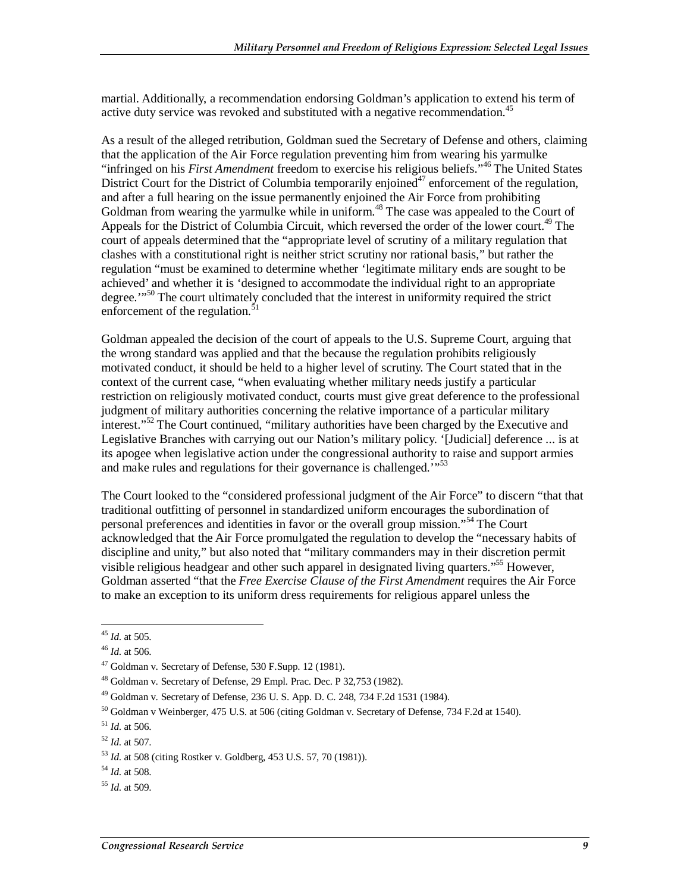martial. Additionally, a recommendation endorsing Goldman's application to extend his term of active duty service was revoked and substituted with a negative recommendation.[45]

As a result of the alleged retribution, Goldman sued the Secretary of Defense and others, claiming that the application of the Air Force regulation preventing him from wearing his yarmulke "infringed on his *First Amendment* freedom to exercise his religious beliefs."[46] The United States District Court for the District of Columbia temporarily enjoined[47] enforcement of the regulation, and after a full hearing on the issue permanently enjoined the Air Force from prohibiting Goldman from wearing the yarmulke while in uniform.[48] The case was appealed to the Court of Appeals for the District of Columbia Circuit, which reversed the order of the lower court.[49] The court of appeals determined that the "appropriate level of scrutiny of a military regulation that clashes with a constitutional right is neither strict scrutiny nor rational basis," but rather the regulation "must be examined to determine whether 'legitimate military ends are sought to be achieved' and whether it is 'designed to accommodate the individual right to an appropriate degree.'"[50] The court ultimately concluded that the interest in uniformity required the strict enforcement of the regulation.[51]

Goldman appealed the decision of the court of appeals to the U.S. Supreme Court, arguing that the wrong standard was applied and that the because the regulation prohibits religiously motivated conduct, it should be held to a higher level of scrutiny. The Court stated that in the context of the current case, "when evaluating whether military needs justify a particular restriction on religiously motivated conduct, courts must give great deference to the professional judgment of military authorities concerning the relative importance of a particular military interest."[52] The Court continued, "military authorities have been charged by the Executive and Legislative Branches with carrying out our Nation's military policy. '[Judicial] deference ... is at its apogee when legislative action under the congressional authority to raise and support armies and make rules and regulations for their governance is challenged.'"[53]

The Court looked to the "considered professional judgment of the Air Force" to discern "that that traditional outfitting of personnel in standardized uniform encourages the subordination of personal preferences and identities in favor or the overall group mission."[54] The Court acknowledged that the Air Force promulgated the regulation to develop the "necessary habits of discipline and unity," but also noted that "military commanders may in their discretion permit visible religious headgear and other such apparel in designated living quarters."[55] However, Goldman asserted "that the *Free Exercise Clause of the First Amendment* requires the Air Force to make an exception to its uniform dress requirements for religious apparel unless the

---

[45] *Id.* at 505.

[46] *Id.* at 506.

[47] Goldman v. Secretary of Defense, 530 F.Supp. 12 (1981).

[48] Goldman v. Secretary of Defense, 29 Empl. Prac. Dec. P 32,753 (1982).

[49] Goldman v. Secretary of Defense, 236 U. S. App. D. C. 248, 734 F.2d 1531 (1984).

[50] Goldman v Weinberger, 475 U.S. at 506 (citing Goldman v. Secretary of Defense, 734 F.2d at 1540).

[51] *Id.* at 506.

[52] *Id.* at 507.

[53] *Id.* at 508 (citing Rostker v. Goldberg, 453 U.S. 57, 70 (1981)).

[54] *Id.* at 508.

[55] *Id.* at 509.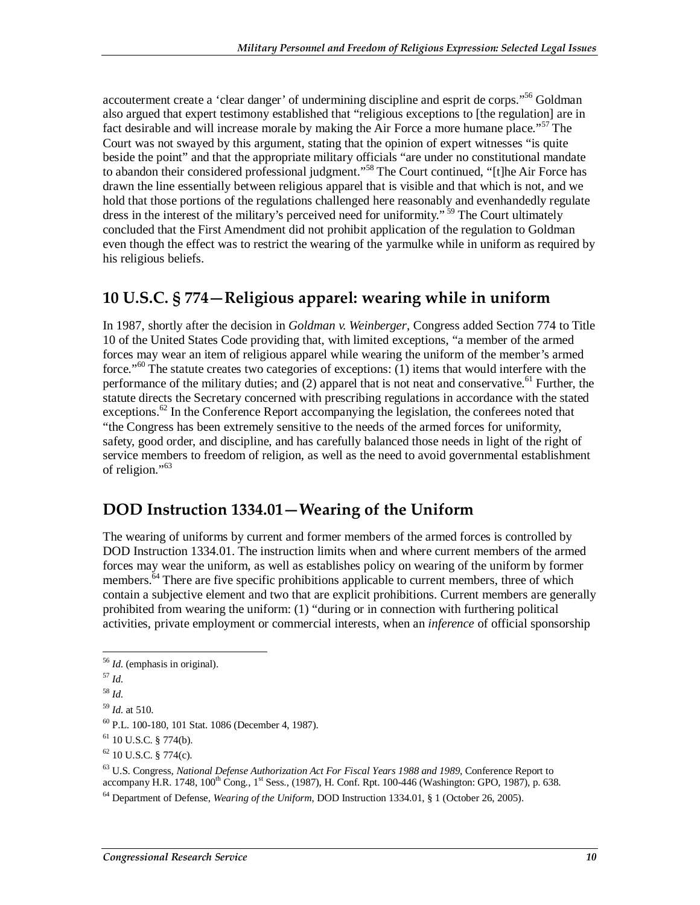accouterment create a 'clear danger' of undermining discipline and esprit de corps."[56] Goldman also argued that expert testimony established that "religious exceptions to [the regulation] are in fact desirable and will increase morale by making the Air Force a more humane place."[57] The Court was not swayed by this argument, stating that the opinion of expert witnesses "is quite beside the point" and that the appropriate military officials "are under no constitutional mandate to abandon their considered professional judgment."[58] The Court continued, "[t]he Air Force has drawn the line essentially between religious apparel that is visible and that which is not, and we hold that those portions of the regulations challenged here reasonably and evenhandedly regulate dress in the interest of the military's perceived need for uniformity."[59] The Court ultimately concluded that the First Amendment did not prohibit application of the regulation to Goldman even though the effect was to restrict the wearing of the yarmulke while in uniform as required by his religious beliefs.

## 10 U.S.C. § 774—Religious apparel: wearing while in uniform

In 1987, shortly after the decision in *Goldman v. Weinberger*, Congress added Section 774 to Title 10 of the United States Code providing that, with limited exceptions, "a member of the armed forces may wear an item of religious apparel while wearing the uniform of the member's armed force."[60] The statute creates two categories of exceptions: (1) items that would interfere with the performance of the military duties; and (2) apparel that is not neat and conservative.[61] Further, the statute directs the Secretary concerned with prescribing regulations in accordance with the stated exceptions.[62] In the Conference Report accompanying the legislation, the conferees noted that "the Congress has been extremely sensitive to the needs of the armed forces for uniformity, safety, good order, and discipline, and has carefully balanced those needs in light of the right of service members to freedom of religion, as well as the need to avoid governmental establishment of religion."[63]

## DOD Instruction 1334.01—Wearing of the Uniform

The wearing of uniforms by current and former members of the armed forces is controlled by DOD Instruction 1334.01. The instruction limits when and where current members of the armed forces may wear the uniform, as well as establishes policy on wearing of the uniform by former members.[64] There are five specific prohibitions applicable to current members, three of which contain a subjective element and two that are explicit prohibitions. Current members are generally prohibited from wearing the uniform: (1) "during or in connection with furthering political activities, private employment or commercial interests, when an *inference* of official sponsorship

---

[56] *Id.* (emphasis in original).

[57] *Id.*

[58] *Id.*

[59] *Id.* at 510.

[60] P.L. 100-180, 101 Stat. 1086 (December 4, 1987).

[61] 10 U.S.C. § 774(b).

[62] 10 U.S.C. § 774(c).

[63] U.S. Congress, *National Defense Authorization Act For Fiscal Years 1988 and 1989*, Conference Report to accompany H.R. 1748, 100th Cong., 1st Sess., (1987), H. Conf. Rpt. 100-446 (Washington: GPO, 1987), p. 638.

[64] Department of Defense, *Wearing of the Uniform*, DOD Instruction 1334.01, § 1 (October 26, 2005).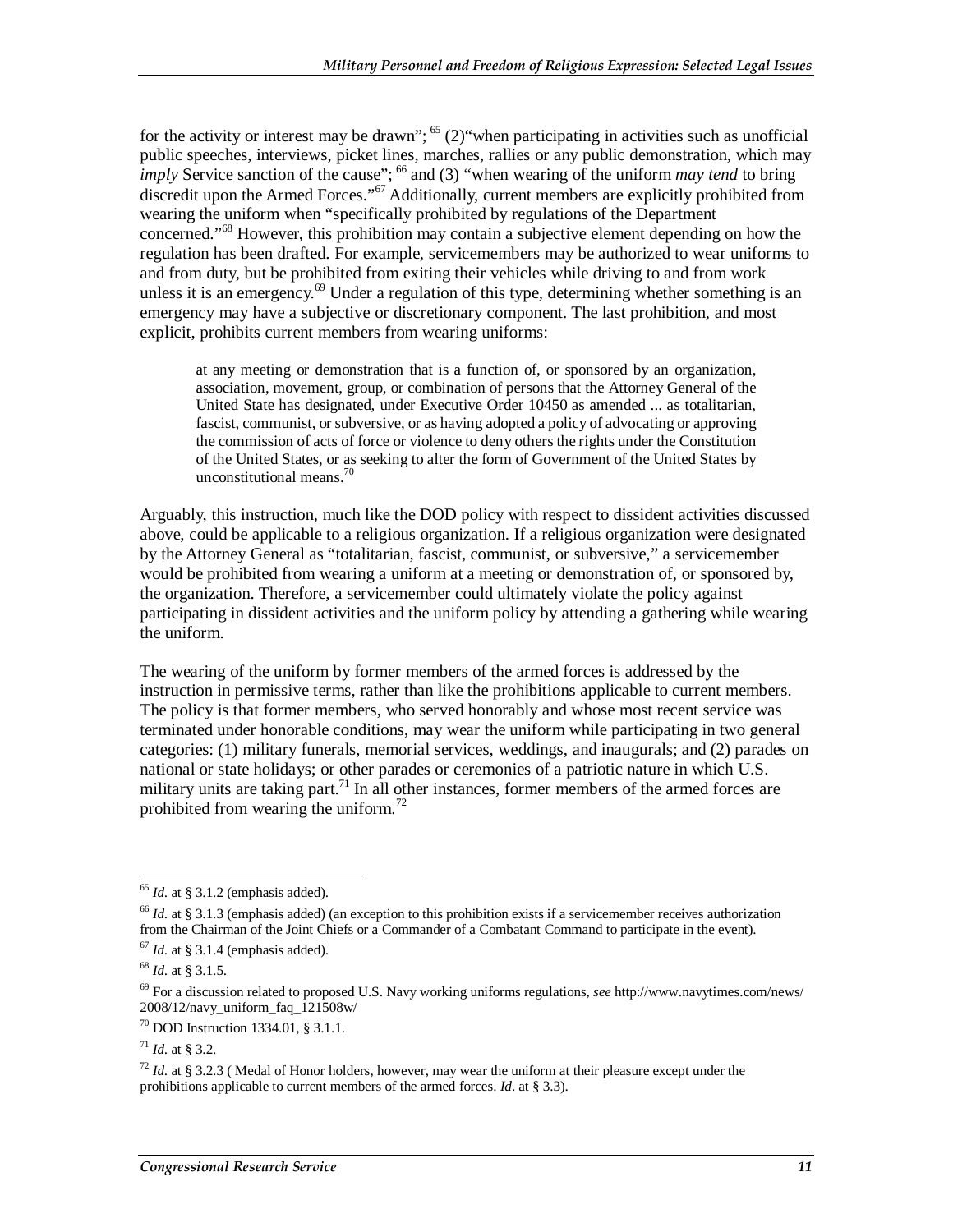for the activity or interest may be drawn"; [65] (2)"when participating in activities such as unofficial public speeches, interviews, picket lines, marches, rallies or any public demonstration, which may *imply* Service sanction of the cause"; [66] and (3) "when wearing of the uniform *may tend* to bring discredit upon the Armed Forces."[67] Additionally, current members are explicitly prohibited from wearing the uniform when "specifically prohibited by regulations of the Department concerned."[68] However, this prohibition may contain a subjective element depending on how the regulation has been drafted. For example, servicemembers may be authorized to wear uniforms to and from duty, but be prohibited from exiting their vehicles while driving to and from work unless it is an emergency.[69] Under a regulation of this type, determining whether something is an emergency may have a subjective or discretionary component. The last prohibition, and most explicit, prohibits current members from wearing uniforms:

> at any meeting or demonstration that is a function of, or sponsored by an organization, association, movement, group, or combination of persons that the Attorney General of the United State has designated, under Executive Order 10450 as amended ... as totalitarian, fascist, communist, or subversive, or as having adopted a policy of advocating or approving the commission of acts of force or violence to deny others the rights under the Constitution of the United States, or as seeking to alter the form of Government of the United States by unconstitutional means.[70]

Arguably, this instruction, much like the DOD policy with respect to dissident activities discussed above, could be applicable to a religious organization. If a religious organization were designated by the Attorney General as "totalitarian, fascist, communist, or subversive," a servicemember would be prohibited from wearing a uniform at a meeting or demonstration of, or sponsored by, the organization. Therefore, a servicemember could ultimately violate the policy against participating in dissident activities and the uniform policy by attending a gathering while wearing the uniform.

The wearing of the uniform by former members of the armed forces is addressed by the instruction in permissive terms, rather than like the prohibitions applicable to current members. The policy is that former members, who served honorably and whose most recent service was terminated under honorable conditions, may wear the uniform while participating in two general categories: (1) military funerals, memorial services, weddings, and inaugurals; and (2) parades on national or state holidays; or other parades or ceremonies of a patriotic nature in which U.S. military units are taking part.[71] In all other instances, former members of the armed forces are prohibited from wearing the uniform.[72]

---

[65] *Id.* at § 3.1.2 (emphasis added).

[66] *Id.* at § 3.1.3 (emphasis added) (an exception to this prohibition exists if a servicemember receives authorization from the Chairman of the Joint Chiefs or a Commander of a Combatant Command to participate in the event).

[67] *Id.* at § 3.1.4 (emphasis added).

[68] *Id.* at § 3.1.5.

[69] For a discussion related to proposed U.S. Navy working uniforms regulations, *see* http://www.navytimes.com/news/2008/12/navy_uniform_faq_121508w/

[70] DOD Instruction 1334.01, § 3.1.1.

[71] *Id.* at § 3.2.

[72] *Id.* at § 3.2.3 ( Medal of Honor holders, however, may wear the uniform at their pleasure except under the prohibitions applicable to current members of the armed forces. *Id*. at § 3.3).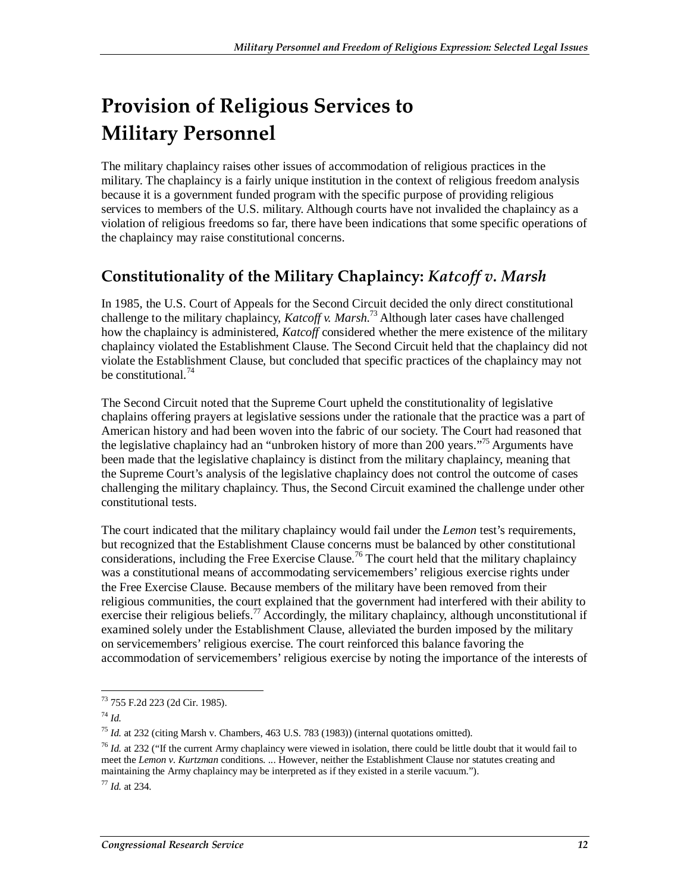# Provision of Religious Services to Military Personnel

The military chaplaincy raises other issues of accommodation of religious practices in the military. The chaplaincy is a fairly unique institution in the context of religious freedom analysis because it is a government funded program with the specific purpose of providing religious services to members of the U.S. military. Although courts have not invalided the chaplaincy as a violation of religious freedoms so far, there have been indications that some specific operations of the chaplaincy may raise constitutional concerns.

## Constitutionality of the Military Chaplaincy: *Katcoff v. Marsh*

In 1985, the U.S. Court of Appeals for the Second Circuit decided the only direct constitutional challenge to the military chaplaincy, *Katcoff v. Marsh*.[73] Although later cases have challenged how the chaplaincy is administered, *Katcoff* considered whether the mere existence of the military chaplaincy violated the Establishment Clause. The Second Circuit held that the chaplaincy did not violate the Establishment Clause, but concluded that specific practices of the chaplaincy may not be constitutional.[74]

The Second Circuit noted that the Supreme Court upheld the constitutionality of legislative chaplains offering prayers at legislative sessions under the rationale that the practice was a part of American history and had been woven into the fabric of our society. The Court had reasoned that the legislative chaplaincy had an "unbroken history of more than 200 years."[75] Arguments have been made that the legislative chaplaincy is distinct from the military chaplaincy, meaning that the Supreme Court's analysis of the legislative chaplaincy does not control the outcome of cases challenging the military chaplaincy. Thus, the Second Circuit examined the challenge under other constitutional tests.

The court indicated that the military chaplaincy would fail under the *Lemon* test's requirements, but recognized that the Establishment Clause concerns must be balanced by other constitutional considerations, including the Free Exercise Clause.[76] The court held that the military chaplaincy was a constitutional means of accommodating servicemembers' religious exercise rights under the Free Exercise Clause. Because members of the military have been removed from their religious communities, the court explained that the government had interfered with their ability to exercise their religious beliefs.[77] Accordingly, the military chaplaincy, although unconstitutional if examined solely under the Establishment Clause, alleviated the burden imposed by the military on servicemembers' religious exercise. The court reinforced this balance favoring the accommodation of servicemembers' religious exercise by noting the importance of the interests of

---

[73] 755 F.2d 223 (2d Cir. 1985).

[74] *Id.*

[75] *Id.* at 232 (citing Marsh v. Chambers, 463 U.S. 783 (1983)) (internal quotations omitted).

[76] *Id.* at 232 ("If the current Army chaplaincy were viewed in isolation, there could be little doubt that it would fail to meet the *Lemon v. Kurtzman* conditions. ... However, neither the Establishment Clause nor statutes creating and maintaining the Army chaplaincy may be interpreted as if they existed in a sterile vacuum.").

[77] *Id.* at 234.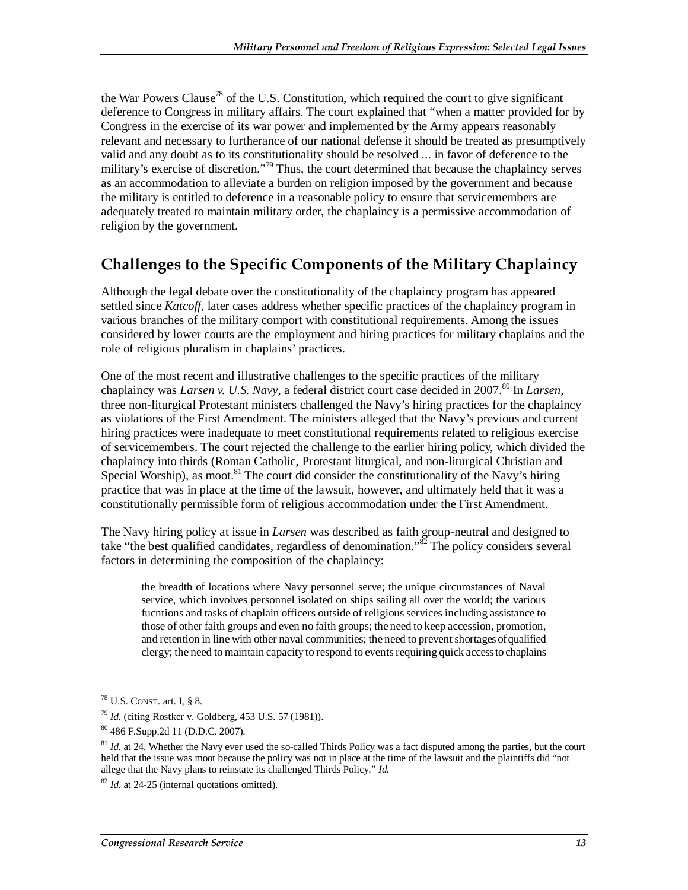the War Powers Clause[78] of the U.S. Constitution, which required the court to give significant deference to Congress in military affairs. The court explained that "when a matter provided for by Congress in the exercise of its war power and implemented by the Army appears reasonably relevant and necessary to furtherance of our national defense it should be treated as presumptively valid and any doubt as to its constitutionality should be resolved ... in favor of deference to the military's exercise of discretion."[79] Thus, the court determined that because the chaplaincy serves as an accommodation to alleviate a burden on religion imposed by the government and because the military is entitled to deference in a reasonable policy to ensure that servicemembers are adequately treated to maintain military order, the chaplaincy is a permissive accommodation of religion by the government.

## Challenges to the Specific Components of the Military Chaplaincy

Although the legal debate over the constitutionality of the chaplaincy program has appeared settled since *Katcoff*, later cases address whether specific practices of the chaplaincy program in various branches of the military comport with constitutional requirements. Among the issues considered by lower courts are the employment and hiring practices for military chaplains and the role of religious pluralism in chaplains' practices.

One of the most recent and illustrative challenges to the specific practices of the military chaplaincy was *Larsen v. U.S. Navy*, a federal district court case decided in 2007.[80] In *Larsen*, three non-liturgical Protestant ministers challenged the Navy's hiring practices for the chaplaincy as violations of the First Amendment. The ministers alleged that the Navy's previous and current hiring practices were inadequate to meet constitutional requirements related to religious exercise of servicemembers. The court rejected the challenge to the earlier hiring policy, which divided the chaplaincy into thirds (Roman Catholic, Protestant liturgical, and non-liturgical Christian and Special Worship), as moot.[81] The court did consider the constitutionality of the Navy's hiring practice that was in place at the time of the lawsuit, however, and ultimately held that it was a constitutionally permissible form of religious accommodation under the First Amendment.

The Navy hiring policy at issue in *Larsen* was described as faith group-neutral and designed to take "the best qualified candidates, regardless of denomination."[82] The policy considers several factors in determining the composition of the chaplaincy:

> the breadth of locations where Navy personnel serve; the unique circumstances of Naval service, which involves personnel isolated on ships sailing all over the world; the various fucntions and tasks of chaplain officers outside of religious services including assistance to those of other faith groups and even no faith groups; the need to keep accession, promotion, and retention in line with other naval communities; the need to prevent shortages of qualified clergy; the need to maintain capacity to respond to events requiring quick access to chaplains

---

[78] U.S. CONST. art. I, § 8.

[79] *Id.* (citing Rostker v. Goldberg, 453 U.S. 57 (1981)).

[80] 486 F.Supp.2d 11 (D.D.C. 2007).

[81] *Id.* at 24. Whether the Navy ever used the so-called Thirds Policy was a fact disputed among the parties, but the court held that the issue was moot because the policy was not in place at the time of the lawsuit and the plaintiffs did "not allege that the Navy plans to reinstate its challenged Thirds Policy." *Id.*

[82] *Id.* at 24-25 (internal quotations omitted).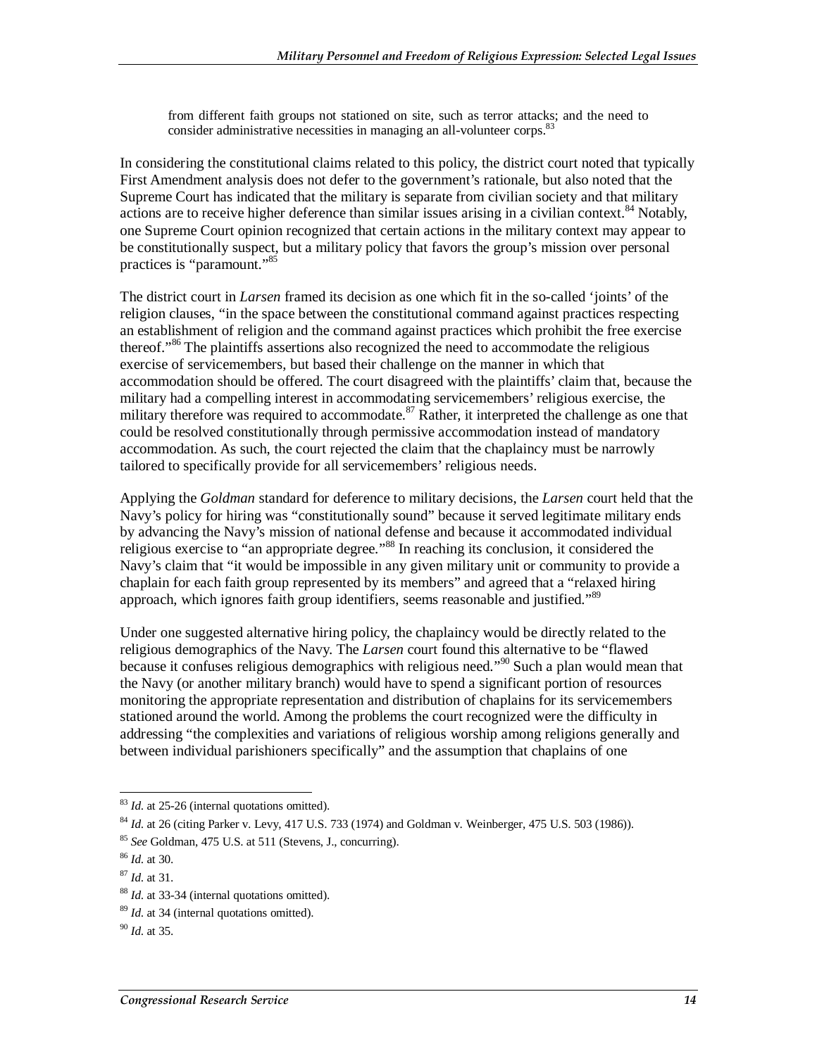> from different faith groups not stationed on site, such as terror attacks; and the need to consider administrative necessities in managing an all-volunteer corps.[83]

In considering the constitutional claims related to this policy, the district court noted that typically First Amendment analysis does not defer to the government's rationale, but also noted that the Supreme Court has indicated that the military is separate from civilian society and that military actions are to receive higher deference than similar issues arising in a civilian context.[84] Notably, one Supreme Court opinion recognized that certain actions in the military context may appear to be constitutionally suspect, but a military policy that favors the group's mission over personal practices is "paramount."[85]

The district court in *Larsen* framed its decision as one which fit in the so-called 'joints' of the religion clauses, "in the space between the constitutional command against practices respecting an establishment of religion and the command against practices which prohibit the free exercise thereof."[86] The plaintiffs assertions also recognized the need to accommodate the religious exercise of servicemembers, but based their challenge on the manner in which that accommodation should be offered. The court disagreed with the plaintiffs' claim that, because the military had a compelling interest in accommodating servicemembers' religious exercise, the military therefore was required to accommodate.[87] Rather, it interpreted the challenge as one that could be resolved constitutionally through permissive accommodation instead of mandatory accommodation. As such, the court rejected the claim that the chaplaincy must be narrowly tailored to specifically provide for all servicemembers' religious needs.

Applying the *Goldman* standard for deference to military decisions, the *Larsen* court held that the Navy's policy for hiring was "constitutionally sound" because it served legitimate military ends by advancing the Navy's mission of national defense and because it accommodated individual religious exercise to "an appropriate degree."[88] In reaching its conclusion, it considered the Navy's claim that "it would be impossible in any given military unit or community to provide a chaplain for each faith group represented by its members" and agreed that a "relaxed hiring approach, which ignores faith group identifiers, seems reasonable and justified."[89]

Under one suggested alternative hiring policy, the chaplaincy would be directly related to the religious demographics of the Navy. The *Larsen* court found this alternative to be "flawed because it confuses religious demographics with religious need."[90] Such a plan would mean that the Navy (or another military branch) would have to spend a significant portion of resources monitoring the appropriate representation and distribution of chaplains for its servicemembers stationed around the world. Among the problems the court recognized were the difficulty in addressing "the complexities and variations of religious worship among religions generally and between individual parishioners specifically" and the assumption that chaplains of one

---

[83] *Id.* at 25-26 (internal quotations omitted).

[84] *Id.* at 26 (citing Parker v. Levy, 417 U.S. 733 (1974) and Goldman v. Weinberger, 475 U.S. 503 (1986)).

[85] *See* Goldman, 475 U.S. at 511 (Stevens, J., concurring).

[86] *Id.* at 30.

[87] *Id.* at 31.

[88] *Id.* at 33-34 (internal quotations omitted).

[89] *Id.* at 34 (internal quotations omitted).

[90] *Id.* at 35.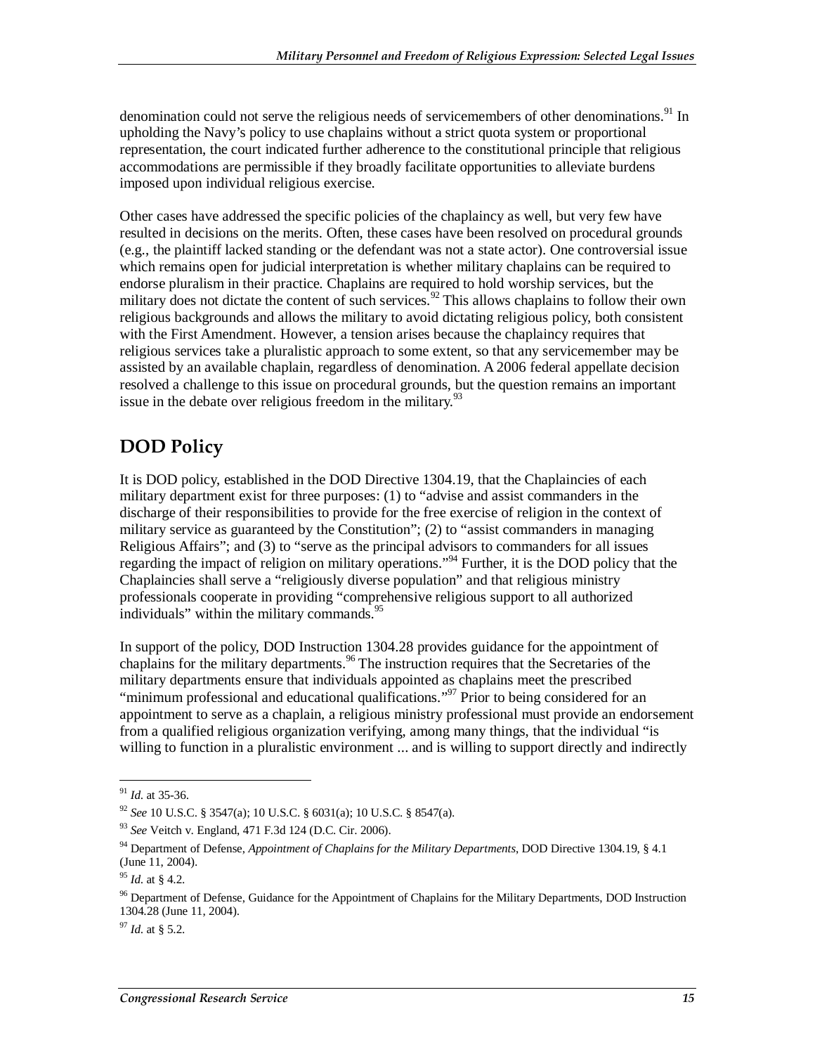denomination could not serve the religious needs of servicemembers of other denominations.[91] In upholding the Navy's policy to use chaplains without a strict quota system or proportional representation, the court indicated further adherence to the constitutional principle that religious accommodations are permissible if they broadly facilitate opportunities to alleviate burdens imposed upon individual religious exercise.

Other cases have addressed the specific policies of the chaplaincy as well, but very few have resulted in decisions on the merits. Often, these cases have been resolved on procedural grounds (e.g., the plaintiff lacked standing or the defendant was not a state actor). One controversial issue which remains open for judicial interpretation is whether military chaplains can be required to endorse pluralism in their practice. Chaplains are required to hold worship services, but the military does not dictate the content of such services.[92] This allows chaplains to follow their own religious backgrounds and allows the military to avoid dictating religious policy, both consistent with the First Amendment. However, a tension arises because the chaplaincy requires that religious services take a pluralistic approach to some extent, so that any servicemember may be assisted by an available chaplain, regardless of denomination. A 2006 federal appellate decision resolved a challenge to this issue on procedural grounds, but the question remains an important issue in the debate over religious freedom in the military.[93]

## DOD Policy

It is DOD policy, established in the DOD Directive 1304.19, that the Chaplaincies of each military department exist for three purposes: (1) to "advise and assist commanders in the discharge of their responsibilities to provide for the free exercise of religion in the context of military service as guaranteed by the Constitution"; (2) to "assist commanders in managing Religious Affairs"; and (3) to "serve as the principal advisors to commanders for all issues regarding the impact of religion on military operations."[94] Further, it is the DOD policy that the Chaplaincies shall serve a "religiously diverse population" and that religious ministry professionals cooperate in providing "comprehensive religious support to all authorized individuals" within the military commands.[95]

In support of the policy, DOD Instruction 1304.28 provides guidance for the appointment of chaplains for the military departments.[96] The instruction requires that the Secretaries of the military departments ensure that individuals appointed as chaplains meet the prescribed "minimum professional and educational qualifications."[97] Prior to being considered for an appointment to serve as a chaplain, a religious ministry professional must provide an endorsement from a qualified religious organization verifying, among many things, that the individual "is willing to function in a pluralistic environment ... and is willing to support directly and indirectly

---

[91] *Id.* at 35-36.

[92] *See* 10 U.S.C. § 3547(a); 10 U.S.C. § 6031(a); 10 U.S.C. § 8547(a).

[93] *See* Veitch v. England, 471 F.3d 124 (D.C. Cir. 2006).

[94] Department of Defense, *Appointment of Chaplains for the Military Departments*, DOD Directive 1304.19, § 4.1 (June 11, 2004).

[95] *Id.* at § 4.2.

[96] Department of Defense, Guidance for the Appointment of Chaplains for the Military Departments, DOD Instruction 1304.28 (June 11, 2004).

[97] *Id.* at § 5.2.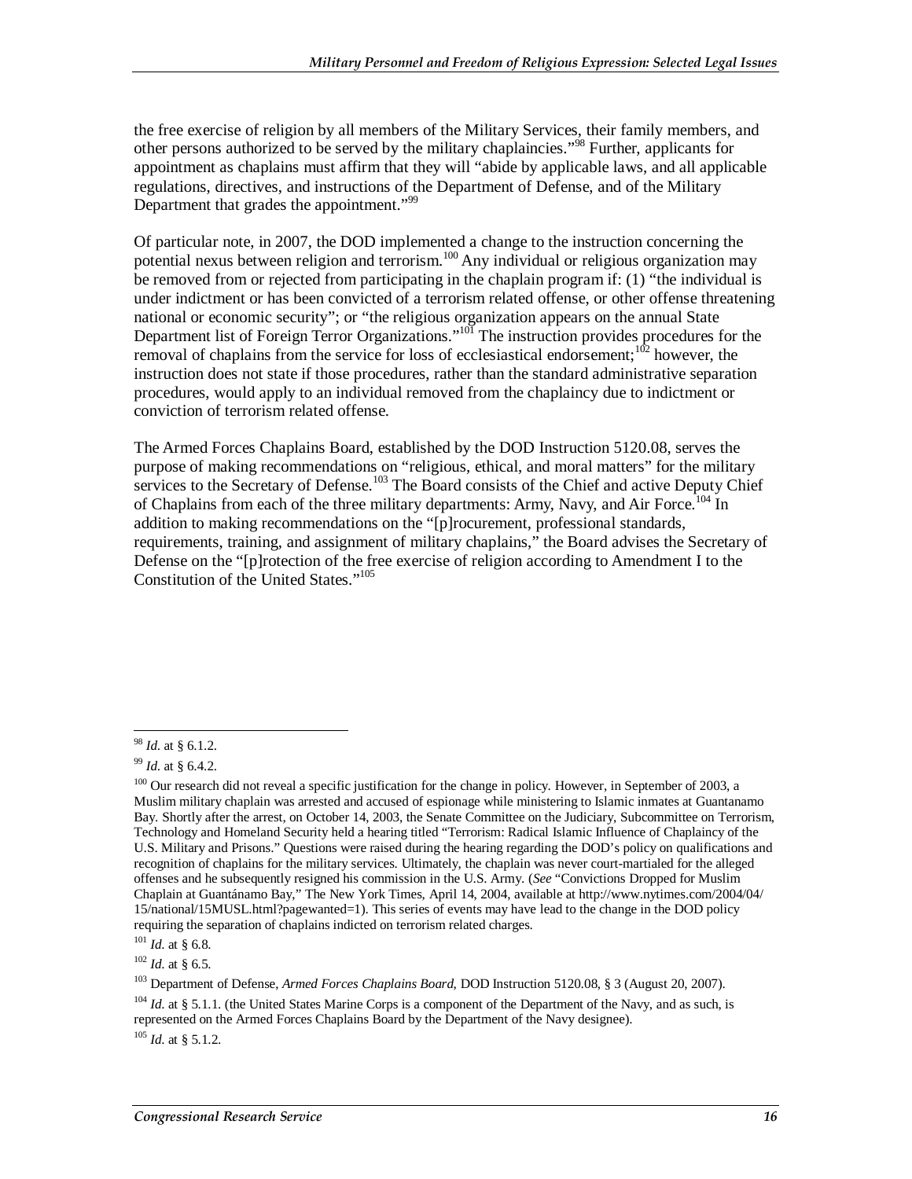the free exercise of religion by all members of the Military Services, their family members, and other persons authorized to be served by the military chaplaincies."[98] Further, applicants for appointment as chaplains must affirm that they will "abide by applicable laws, and all applicable regulations, directives, and instructions of the Department of Defense, and of the Military Department that grades the appointment."[99]

Of particular note, in 2007, the DOD implemented a change to the instruction concerning the potential nexus between religion and terrorism.[100] Any individual or religious organization may be removed from or rejected from participating in the chaplain program if: (1) "the individual is under indictment or has been convicted of a terrorism related offense, or other offense threatening national or economic security"; or "the religious organization appears on the annual State Department list of Foreign Terror Organizations."[101] The instruction provides procedures for the removal of chaplains from the service for loss of ecclesiastical endorsement;[102] however, the instruction does not state if those procedures, rather than the standard administrative separation procedures, would apply to an individual removed from the chaplaincy due to indictment or conviction of terrorism related offense.

The Armed Forces Chaplains Board, established by the DOD Instruction 5120.08, serves the purpose of making recommendations on "religious, ethical, and moral matters" for the military services to the Secretary of Defense.[103] The Board consists of the Chief and active Deputy Chief of Chaplains from each of the three military departments: Army, Navy, and Air Force.[104] In addition to making recommendations on the "[p]rocurement, professional standards, requirements, training, and assignment of military chaplains," the Board advises the Secretary of Defense on the "[p]rotection of the free exercise of religion according to Amendment I to the Constitution of the United States."[105]

---

[98] *Id.* at § 6.1.2.

[99] *Id.* at § 6.4.2.

[100] Our research did not reveal a specific justification for the change in policy. However, in September of 2003, a Muslim military chaplain was arrested and accused of espionage while ministering to Islamic inmates at Guantanamo Bay. Shortly after the arrest, on October 14, 2003, the Senate Committee on the Judiciary, Subcommittee on Terrorism, Technology and Homeland Security held a hearing titled "Terrorism: Radical Islamic Influence of Chaplaincy of the U.S. Military and Prisons." Questions were raised during the hearing regarding the DOD's policy on qualifications and recognition of chaplains for the military services. Ultimately, the chaplain was never court-martialed for the alleged offenses and he subsequently resigned his commission in the U.S. Army. (*See* "Convictions Dropped for Muslim Chaplain at Guantánamo Bay," The New York Times, April 14, 2004, available at http://www.nytimes.com/2004/04/15/national/15MUSL.html?pagewanted=1). This series of events may have lead to the change in the DOD policy requiring the separation of chaplains indicted on terrorism related charges.

[101] *Id.* at § 6.8.

[102] *Id.* at § 6.5.

[103] Department of Defense, *Armed Forces Chaplains Board*, DOD Instruction 5120.08, § 3 (August 20, 2007).

[104] *Id.* at § 5.1.1. (the United States Marine Corps is a component of the Department of the Navy, and as such, is represented on the Armed Forces Chaplains Board by the Department of the Navy designee).

[105] *Id.* at § 5.1.2.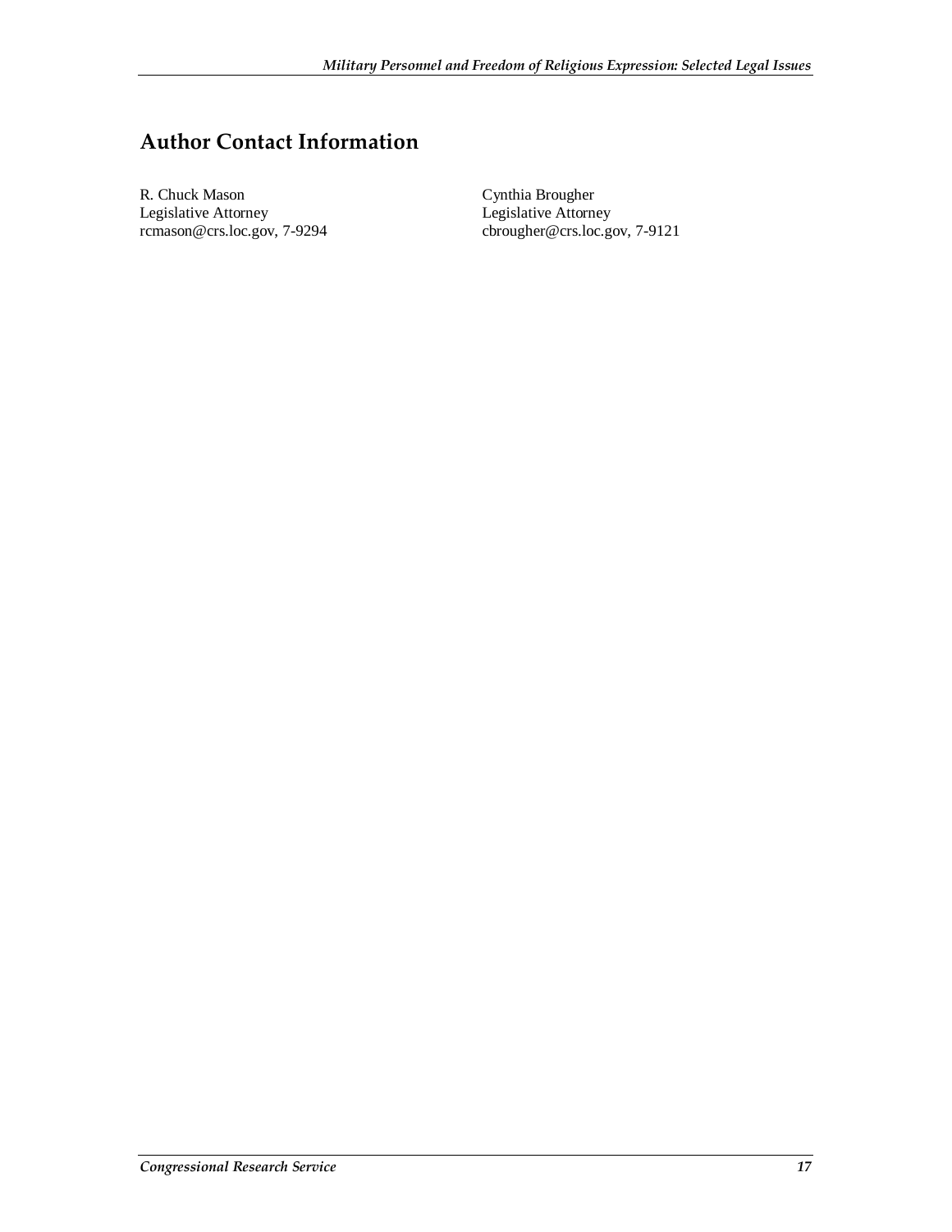## Author Contact Information

R. Chuck Mason
Legislative Attorney
rcmason@crs.loc.gov, 7-9294

Cynthia Brougher
Legislative Attorney
cbrougher@crs.loc.gov, 7-9121